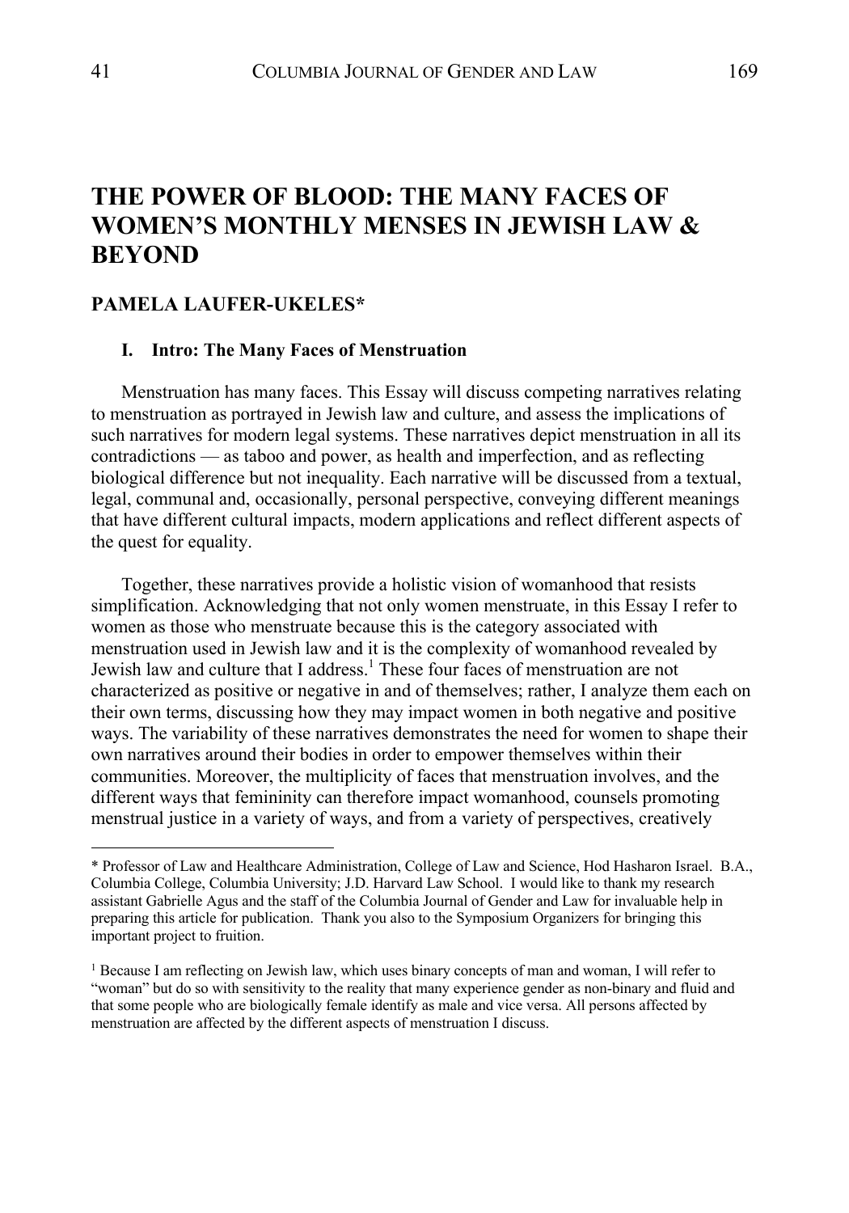# THE POWER OF BLOOD: THE MANY FACES OF WOMEN'S MONTHLY MENSES IN JEWISH LAW & BEYOND

## PAMELA LAUFER-UKELES*

### I. Intro: The Many Faces of Menstruation

Menstruation has many faces. This Essay will discuss competing narratives relating to menstruation as portrayed in Jewish law and culture, and assess the implications of such narratives for modern legal systems. These narratives depict menstruation in all its contradictions — as taboo and power, as health and imperfection, and as reflecting biological difference but not inequality. Each narrative will be discussed from a textual, legal, communal and, occasionally, personal perspective, conveying different meanings that have different cultural impacts, modern applications and reflect different aspects of the quest for equality.

Together, these narratives provide a holistic vision of womanhood that resists simplification. Acknowledging that not only women menstruate, in this Essay I refer to women as those who menstruate because this is the category associated with menstruation used in Jewish law and it is the complexity of womanhood revealed by Jewish law and culture that I address.[1] These four faces of menstruation are not characterized as positive or negative in and of themselves; rather, I analyze them each on their own terms, discussing how they may impact women in both negative and positive ways. The variability of these narratives demonstrates the need for women to shape their own narratives around their bodies in order to empower themselves within their communities. Moreover, the multiplicity of faces that menstruation involves, and the different ways that femininity can therefore impact womanhood, counsels promoting menstrual justice in a variety of ways, and from a variety of perspectives, creatively

---

\* Professor of Law and Healthcare Administration, College of Law and Science, Hod Hasharon Israel. B.A., Columbia College, Columbia University; J.D. Harvard Law School. I would like to thank my research assistant Gabrielle Agus and the staff of the Columbia Journal of Gender and Law for invaluable help in preparing this article for publication. Thank you also to the Symposium Organizers for bringing this important project to fruition.

[1] Because I am reflecting on Jewish law, which uses binary concepts of man and woman, I will refer to "woman" but do so with sensitivity to the reality that many experience gender as non-binary and fluid and that some people who are biologically female identify as male and vice versa. All persons affected by menstruation are affected by the different aspects of menstruation I discuss.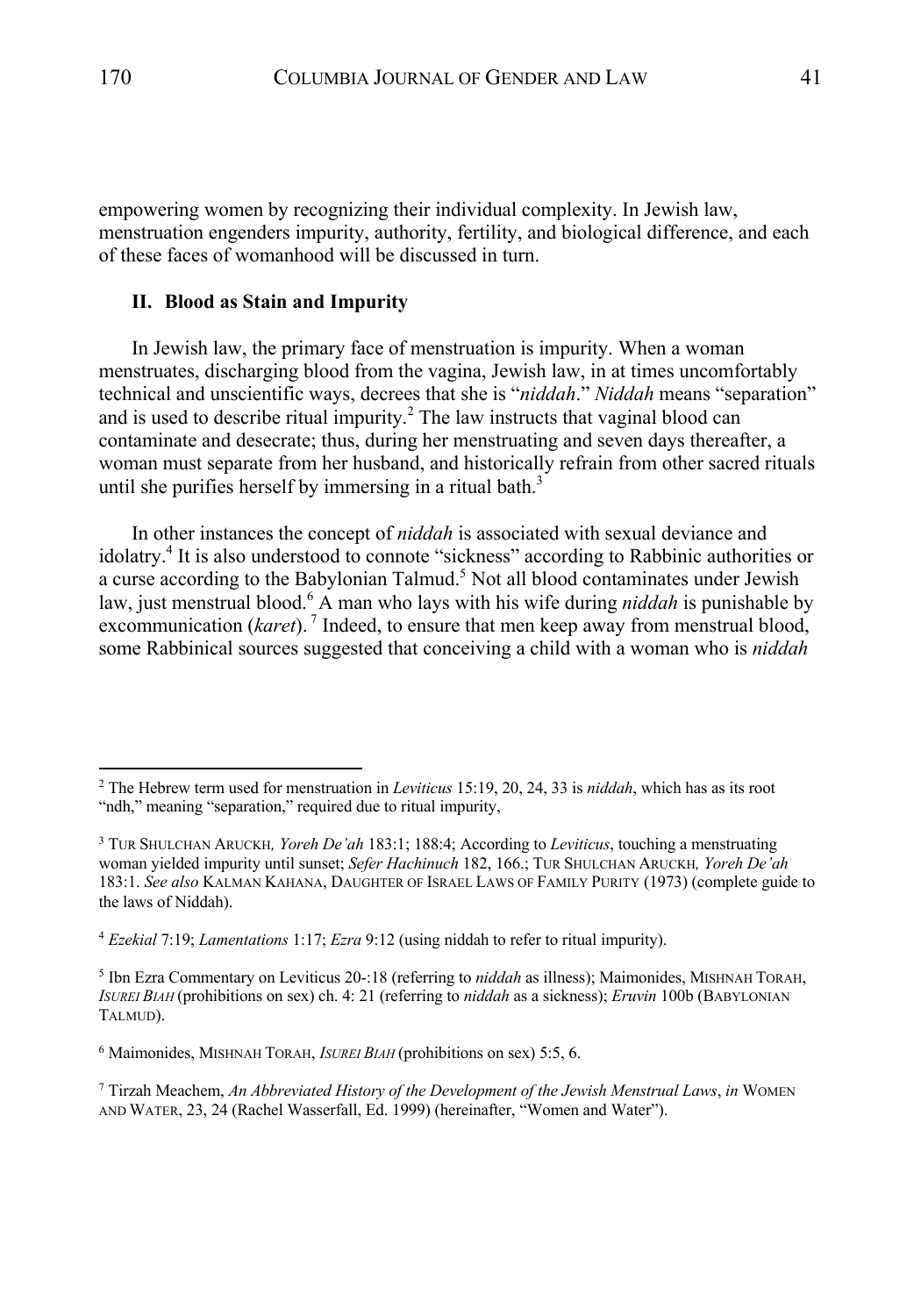empowering women by recognizing their individual complexity. In Jewish law, menstruation engenders impurity, authority, fertility, and biological difference, and each of these faces of womanhood will be discussed in turn.

## II. Blood as Stain and Impurity

In Jewish law, the primary face of menstruation is impurity. When a woman menstruates, discharging blood from the vagina, Jewish law, in at times uncomfortably technical and unscientific ways, decrees that she is "*niddah*." *Niddah* means "separation" and is used to describe ritual impurity.[2] The law instructs that vaginal blood can contaminate and desecrate; thus, during her menstruating and seven days thereafter, a woman must separate from her husband, and historically refrain from other sacred rituals until she purifies herself by immersing in a ritual bath.[3]

In other instances the concept of *niddah* is associated with sexual deviance and idolatry.[4] It is also understood to connote "sickness" according to Rabbinic authorities or a curse according to the Babylonian Talmud.[5] Not all blood contaminates under Jewish law, just menstrual blood.[6] A man who lays with his wife during *niddah* is punishable by excommunication (*karet*).[7] Indeed, to ensure that men keep away from menstrual blood, some Rabbinical sources suggested that conceiving a child with a woman who is *niddah*

---

[2] The Hebrew term used for menstruation in *Leviticus* 15:19, 20, 24, 33 is *niddah*, which has as its root "ndh," meaning "separation," required due to ritual impurity,

[3] TUR SHULCHAN ARUCKH*, Yoreh De'ah* 183:1; 188:4; According to *Leviticus*, touching a menstruating woman yielded impurity until sunset; *Sefer Hachinuch* 182, 166.; TUR SHULCHAN ARUCKH*, Yoreh De'ah* 183:1. *See also* KALMAN KAHANA, DAUGHTER OF ISRAEL LAWS OF FAMILY PURITY (1973) (complete guide to the laws of Niddah).

[4] *Ezekial* 7:19; *Lamentations* 1:17; *Ezra* 9:12 (using niddah to refer to ritual impurity).

[5] Ibn Ezra Commentary on Leviticus 20-:18 (referring to *niddah* as illness); Maimonides, MISHNAH TORAH, *ISUREI BIAH* (prohibitions on sex) ch. 4: 21 (referring to *niddah* as a sickness); *Eruvin* 100b (BABYLONIAN TALMUD).

[6] Maimonides, MISHNAH TORAH, *ISUREI BIAH* (prohibitions on sex) 5:5, 6.

[7] Tirzah Meachem, *An Abbreviated History of the Development of the Jewish Menstrual Laws*, *in* WOMEN AND WATER, 23, 24 (Rachel Wasserfall, Ed. 1999) (hereinafter, "Women and Water").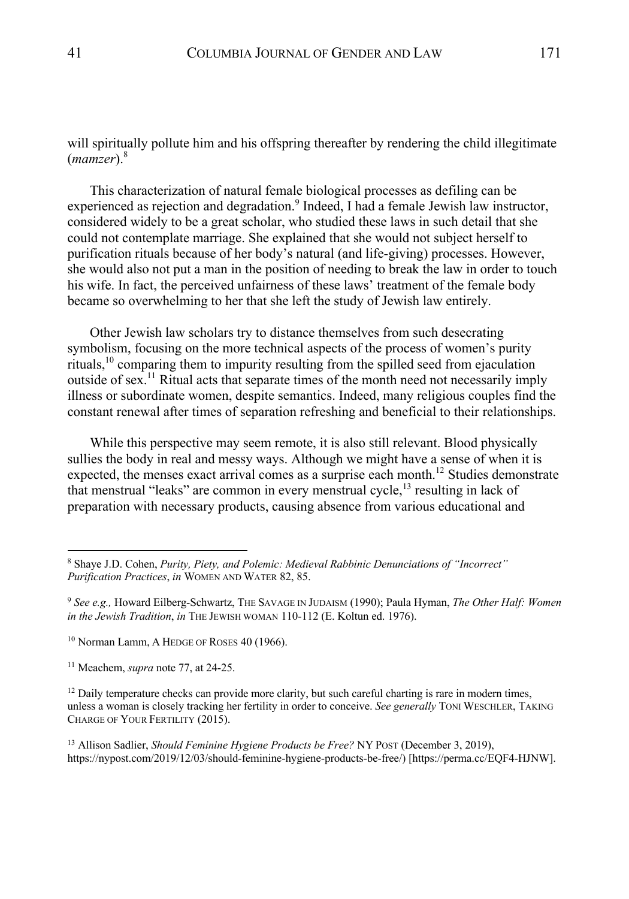will spiritually pollute him and his offspring thereafter by rendering the child illegitimate (*mamzer*).[8]

This characterization of natural female biological processes as defiling can be experienced as rejection and degradation.[9] Indeed, I had a female Jewish law instructor, considered widely to be a great scholar, who studied these laws in such detail that she could not contemplate marriage. She explained that she would not subject herself to purification rituals because of her body's natural (and life-giving) processes. However, she would also not put a man in the position of needing to break the law in order to touch his wife. In fact, the perceived unfairness of these laws' treatment of the female body became so overwhelming to her that she left the study of Jewish law entirely.

Other Jewish law scholars try to distance themselves from such desecrating symbolism, focusing on the more technical aspects of the process of women's purity rituals,[10] comparing them to impurity resulting from the spilled seed from ejaculation outside of sex.[11] Ritual acts that separate times of the month need not necessarily imply illness or subordinate women, despite semantics. Indeed, many religious couples find the constant renewal after times of separation refreshing and beneficial to their relationships.

While this perspective may seem remote, it is also still relevant. Blood physically sullies the body in real and messy ways. Although we might have a sense of when it is expected, the menses exact arrival comes as a surprise each month.[12] Studies demonstrate that menstrual "leaks" are common in every menstrual cycle,[13] resulting in lack of preparation with necessary products, causing absence from various educational and

---

[8] Shaye J.D. Cohen, *Purity, Piety, and Polemic: Medieval Rabbinic Denunciations of "Incorrect" Purification Practices*, *in* WOMEN AND WATER 82, 85.

[9] *See e.g.,* Howard Eilberg-Schwartz, THE SAVAGE IN JUDAISM (1990); Paula Hyman, *The Other Half: Women in the Jewish Tradition*, *in* THE JEWISH WOMAN 110-112 (E. Koltun ed. 1976).

[10] Norman Lamm, A HEDGE OF ROSES 40 (1966).

[11] Meachem, *supra* note 77, at 24-25.

[12] Daily temperature checks can provide more clarity, but such careful charting is rare in modern times, unless a woman is closely tracking her fertility in order to conceive. *See generally* TONI WESCHLER, TAKING CHARGE OF YOUR FERTILITY (2015).

[13] Allison Sadlier, *Should Feminine Hygiene Products be Free?* NY POST (December 3, 2019), https://nypost.com/2019/12/03/should-feminine-hygiene-products-be-free/) [https://perma.cc/EQF4-HJNW].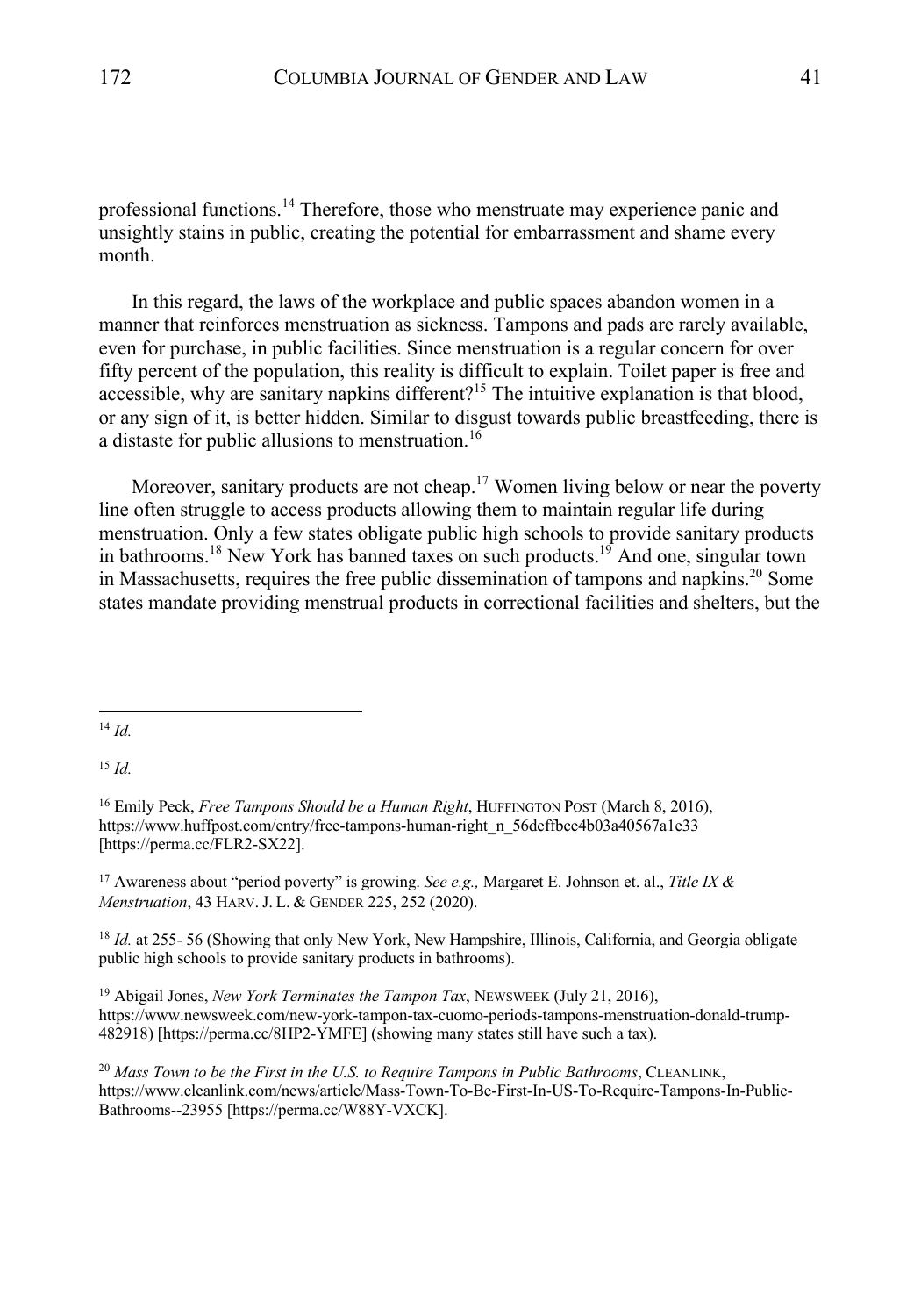professional functions.[14] Therefore, those who menstruate may experience panic and unsightly stains in public, creating the potential for embarrassment and shame every month.

In this regard, the laws of the workplace and public spaces abandon women in a manner that reinforces menstruation as sickness. Tampons and pads are rarely available, even for purchase, in public facilities. Since menstruation is a regular concern for over fifty percent of the population, this reality is difficult to explain. Toilet paper is free and accessible, why are sanitary napkins different?[15] The intuitive explanation is that blood, or any sign of it, is better hidden. Similar to disgust towards public breastfeeding, there is a distaste for public allusions to menstruation.[16]

Moreover, sanitary products are not cheap.[17] Women living below or near the poverty line often struggle to access products allowing them to maintain regular life during menstruation. Only a few states obligate public high schools to provide sanitary products in bathrooms.[18] New York has banned taxes on such products.[19] And one, singular town in Massachusetts, requires the free public dissemination of tampons and napkins.[20] Some states mandate providing menstrual products in correctional facilities and shelters, but the

---

[14] *Id.*

[15] *Id.*

[16] Emily Peck, *Free Tampons Should be a Human Right*, HUFFINGTON POST (March 8, 2016), https://www.huffpost.com/entry/free-tampons-human-right_n_56deffbce4b03a40567a1e33 [https://perma.cc/FLR2-SX22].

[17] Awareness about "period poverty" is growing. *See e.g.,* Margaret E. Johnson et. al., *Title IX & Menstruation*, 43 HARV. J. L. & GENDER 225, 252 (2020).

[18] *Id.* at 255- 56 (Showing that only New York, New Hampshire, Illinois, California, and Georgia obligate public high schools to provide sanitary products in bathrooms).

[19] Abigail Jones, *New York Terminates the Tampon Tax*, NEWSWEEK (July 21, 2016), https://www.newsweek.com/new-york-tampon-tax-cuomo-periods-tampons-menstruation-donald-trump-482918) [https://perma.cc/8HP2-YMFE] (showing many states still have such a tax).

[20] *Mass Town to be the First in the U.S. to Require Tampons in Public Bathrooms*, CLEANLINK, https://www.cleanlink.com/news/article/Mass-Town-To-Be-First-In-US-To-Require-Tampons-In-Public-Bathrooms--23955 [https://perma.cc/W88Y-VXCK].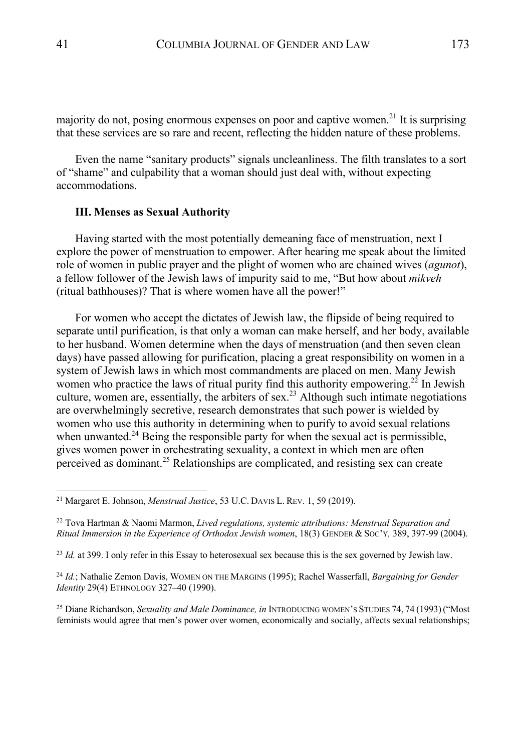majority do not, posing enormous expenses on poor and captive women.[21] It is surprising that these services are so rare and recent, reflecting the hidden nature of these problems.

Even the name "sanitary products" signals uncleanliness. The filth translates to a sort of "shame" and culpability that a woman should just deal with, without expecting accommodations.

### III. Menses as Sexual Authority

Having started with the most potentially demeaning face of menstruation, next I explore the power of menstruation to empower. After hearing me speak about the limited role of women in public prayer and the plight of women who are chained wives (*agunot*), a fellow follower of the Jewish laws of impurity said to me, "But how about *mikveh* (ritual bathhouses)? That is where women have all the power!"

For women who accept the dictates of Jewish law, the flipside of being required to separate until purification, is that only a woman can make herself, and her body, available to her husband. Women determine when the days of menstruation (and then seven clean days) have passed allowing for purification, placing a great responsibility on women in a system of Jewish laws in which most commandments are placed on men. Many Jewish women who practice the laws of ritual purity find this authority empowering.[22] In Jewish culture, women are, essentially, the arbiters of sex.[23] Although such intimate negotiations are overwhelmingly secretive, research demonstrates that such power is wielded by women who use this authority in determining when to purify to avoid sexual relations when unwanted.[24] Being the responsible party for when the sexual act is permissible, gives women power in orchestrating sexuality, a context in which men are often perceived as dominant.[25] Relationships are complicated, and resisting sex can create

---

[21] Margaret E. Johnson, *Menstrual Justice*, 53 U.C. DAVIS L. REV. 1, 59 (2019).

[22] Tova Hartman & Naomi Marmon, *Lived regulations, systemic attributions: Menstrual Separation and Ritual Immersion in the Experience of Orthodox Jewish women*, 18(3) GENDER & SOC'Y, 389, 397-99 (2004).

[23] *Id.* at 399. I only refer in this Essay to heterosexual sex because this is the sex governed by Jewish law.

[24] *Id.*; Nathalie Zemon Davis, WOMEN ON THE MARGINS (1995); Rachel Wasserfall, *Bargaining for Gender Identity* 29(4) ETHNOLOGY 327–40 (1990).

[25] Diane Richardson, *Sexuality and Male Dominance, in* INTRODUCING WOMEN'S STUDIES 74, 74 (1993) ("Most feminists would agree that men's power over women, economically and socially, affects sexual relationships;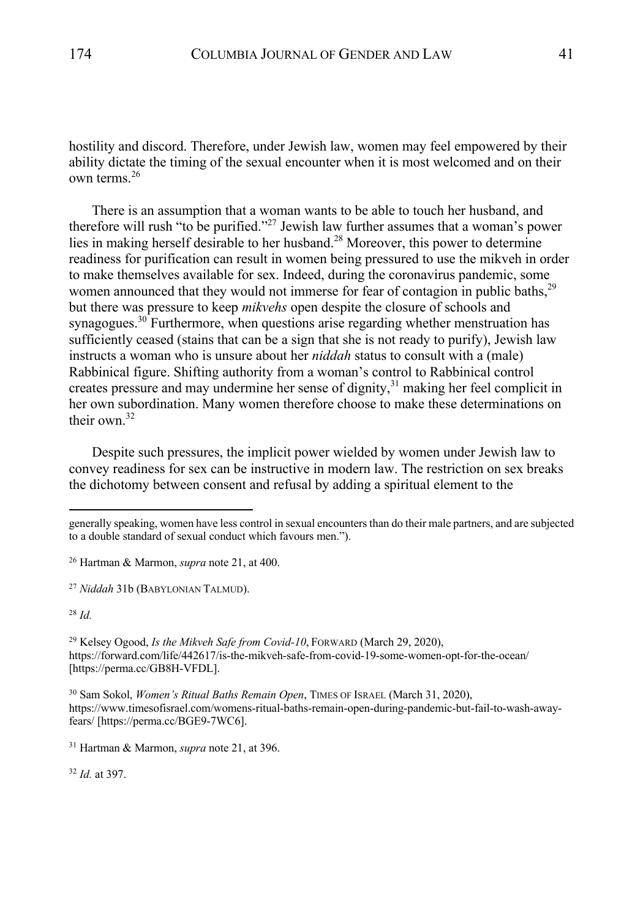hostility and discord. Therefore, under Jewish law, women may feel empowered by their ability dictate the timing of the sexual encounter when it is most welcomed and on their own terms.[26]

There is an assumption that a woman wants to be able to touch her husband, and therefore will rush "to be purified."[27] Jewish law further assumes that a woman's power lies in making herself desirable to her husband.[28] Moreover, this power to determine readiness for purification can result in women being pressured to use the mikveh in order to make themselves available for sex. Indeed, during the coronavirus pandemic, some women announced that they would not immerse for fear of contagion in public baths,[29] but there was pressure to keep *mikvehs* open despite the closure of schools and synagogues.[30] Furthermore, when questions arise regarding whether menstruation has sufficiently ceased (stains that can be a sign that she is not ready to purify), Jewish law instructs a woman who is unsure about her *niddah* status to consult with a (male) Rabbinical figure. Shifting authority from a woman's control to Rabbinical control creates pressure and may undermine her sense of dignity,[31] making her feel complicit in her own subordination. Many women therefore choose to make these determinations on their own.[32]

Despite such pressures, the implicit power wielded by women under Jewish law to convey readiness for sex can be instructive in modern law. The restriction on sex breaks the dichotomy between consent and refusal by adding a spiritual element to the

---

generally speaking, women have less control in sexual encounters than do their male partners, and are subjected to a double standard of sexual conduct which favours men.").

[26] Hartman & Marmon, *supra* note 21, at 400.

[27] *Niddah* 31b (BABYLONIAN TALMUD).

[28] *Id.*

[29] Kelsey Ogood, *Is the Mikveh Safe from Covid-10*, FORWARD (March 29, 2020), https://forward.com/life/442617/is-the-mikveh-safe-from-covid-19-some-women-opt-for-the-ocean/ [https://perma.cc/GB8H-VFDL].

[30] Sam Sokol, *Women's Ritual Baths Remain Open*, TIMES OF ISRAEL (March 31, 2020), https://www.timesofisrael.com/womens-ritual-baths-remain-open-during-pandemic-but-fail-to-wash-away-fears/ [https://perma.cc/BGE9-7WC6].

[31] Hartman & Marmon, *supra* note 21, at 396.

[32] *Id.* at 397.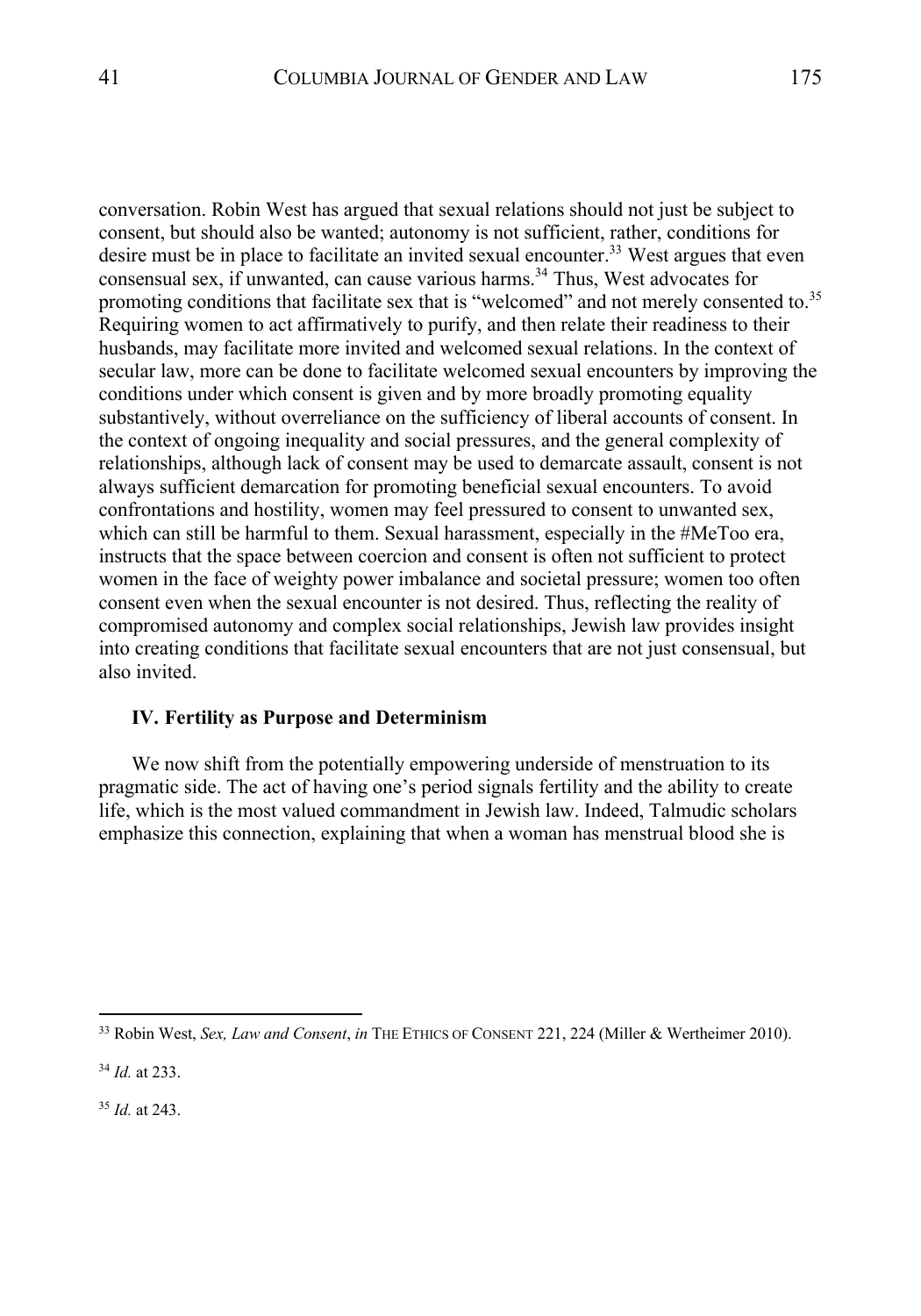conversation. Robin West has argued that sexual relations should not just be subject to consent, but should also be wanted; autonomy is not sufficient, rather, conditions for desire must be in place to facilitate an invited sexual encounter.[33] West argues that even consensual sex, if unwanted, can cause various harms.[34] Thus, West advocates for promoting conditions that facilitate sex that is "welcomed" and not merely consented to.[35] Requiring women to act affirmatively to purify, and then relate their readiness to their husbands, may facilitate more invited and welcomed sexual relations. In the context of secular law, more can be done to facilitate welcomed sexual encounters by improving the conditions under which consent is given and by more broadly promoting equality substantively, without overreliance on the sufficiency of liberal accounts of consent. In the context of ongoing inequality and social pressures, and the general complexity of relationships, although lack of consent may be used to demarcate assault, consent is not always sufficient demarcation for promoting beneficial sexual encounters. To avoid confrontations and hostility, women may feel pressured to consent to unwanted sex, which can still be harmful to them. Sexual harassment, especially in the #MeToo era, instructs that the space between coercion and consent is often not sufficient to protect women in the face of weighty power imbalance and societal pressure; women too often consent even when the sexual encounter is not desired. Thus, reflecting the reality of compromised autonomy and complex social relationships, Jewish law provides insight into creating conditions that facilitate sexual encounters that are not just consensual, but also invited.

### IV. Fertility as Purpose and Determinism

We now shift from the potentially empowering underside of menstruation to its pragmatic side. The act of having one's period signals fertility and the ability to create life, which is the most valued commandment in Jewish law. Indeed, Talmudic scholars emphasize this connection, explaining that when a woman has menstrual blood she is

---

[33] Robin West, *Sex, Law and Consent*, *in* THE ETHICS OF CONSENT 221, 224 (Miller & Wertheimer 2010).

[34] *Id.* at 233.

[35] *Id.* at 243.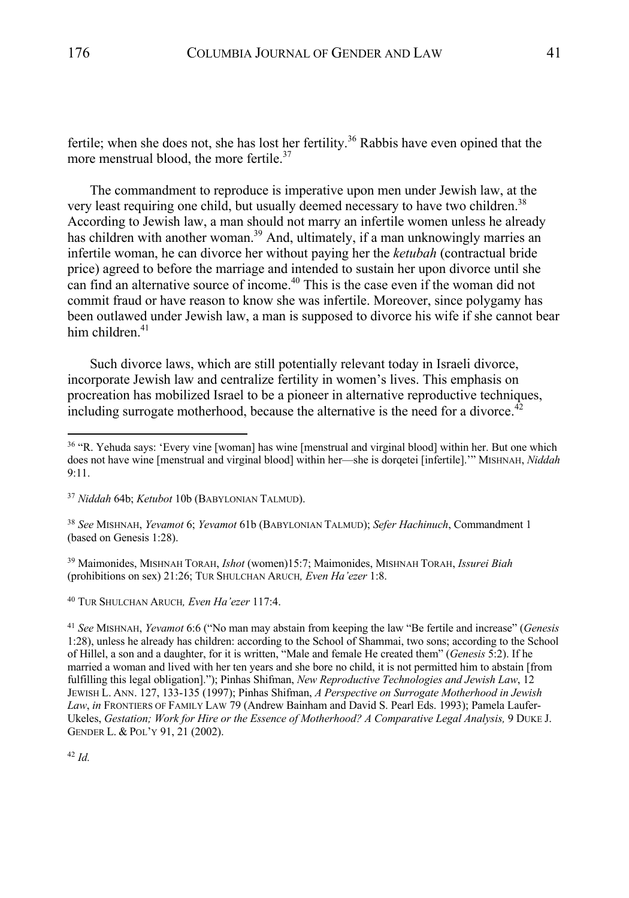fertile; when she does not, she has lost her fertility.[36] Rabbis have even opined that the more menstrual blood, the more fertile.[37]

The commandment to reproduce is imperative upon men under Jewish law, at the very least requiring one child, but usually deemed necessary to have two children.[38] According to Jewish law, a man should not marry an infertile women unless he already has children with another woman.[39] And, ultimately, if a man unknowingly marries an infertile woman, he can divorce her without paying her the *ketubah* (contractual bride price) agreed to before the marriage and intended to sustain her upon divorce until she can find an alternative source of income.[40] This is the case even if the woman did not commit fraud or have reason to know she was infertile. Moreover, since polygamy has been outlawed under Jewish law, a man is supposed to divorce his wife if she cannot bear him children.[41]

Such divorce laws, which are still potentially relevant today in Israeli divorce, incorporate Jewish law and centralize fertility in women's lives. This emphasis on procreation has mobilized Israel to be a pioneer in alternative reproductive techniques, including surrogate motherhood, because the alternative is the need for a divorce.[42]

---

[36] "R. Yehuda says: 'Every vine [woman] has wine [menstrual and virginal blood] within her. But one which does not have wine [menstrual and virginal blood] within her—she is dorqetei [infertile].'" MISHNAH, *Niddah* 9:11.

[37] *Niddah* 64b; *Ketubot* 10b (BABYLONIAN TALMUD).

[38] *See* MISHNAH, *Yevamot* 6; *Yevamot* 61b (BABYLONIAN TALMUD); *Sefer Hachinuch*, Commandment 1 (based on Genesis 1:28).

[39] Maimonides, MISHNAH TORAH, *Ishot* (women)15:7; Maimonides, MISHNAH TORAH, *Issurei Biah* (prohibitions on sex) 21:26; TUR SHULCHAN ARUCH, *Even Ha'ezer* 1:8.

[40] TUR SHULCHAN ARUCH, *Even Ha'ezer* 117:4.

[41] *See* MISHNAH, *Yevamot* 6:6 ("No man may abstain from keeping the law "Be fertile and increase" (*Genesis* 1:28), unless he already has children: according to the School of Shammai, two sons; according to the School of Hillel, a son and a daughter, for it is written, "Male and female He created them" (*Genesis* 5:2). If he married a woman and lived with her ten years and she bore no child, it is not permitted him to abstain [from fulfilling this legal obligation]."); Pinhas Shifman, *New Reproductive Technologies and Jewish Law*, 12 JEWISH L. ANN. 127, 133-135 (1997); Pinhas Shifman, *A Perspective on Surrogate Motherhood in Jewish Law*, *in* FRONTIERS OF FAMILY LAW 79 (Andrew Bainham and David S. Pearl Eds. 1993); Pamela Laufer-Ukeles, *Gestation; Work for Hire or the Essence of Motherhood? A Comparative Legal Analysis,* 9 DUKE J. GENDER L. & POL'Y 91, 21 (2002).

[42] *Id.*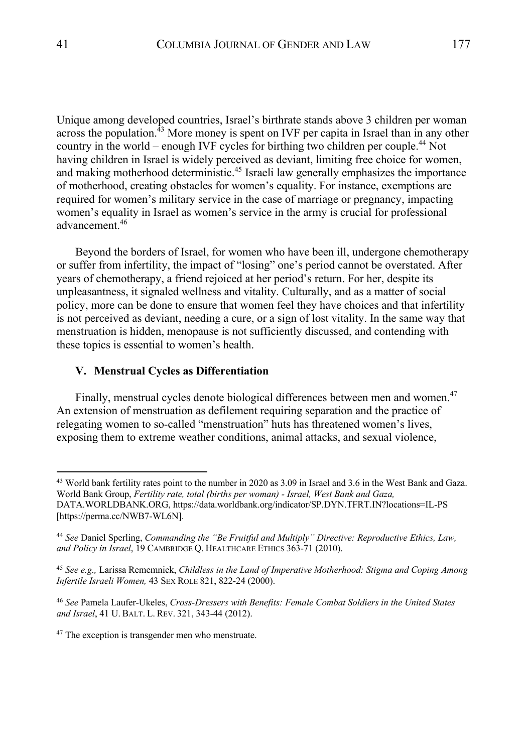Unique among developed countries, Israel's birthrate stands above 3 children per woman across the population.[43] More money is spent on IVF per capita in Israel than in any other country in the world – enough IVF cycles for birthing two children per couple.[44] Not having children in Israel is widely perceived as deviant, limiting free choice for women, and making motherhood deterministic.[45] Israeli law generally emphasizes the importance of motherhood, creating obstacles for women's equality. For instance, exemptions are required for women's military service in the case of marriage or pregnancy, impacting women's equality in Israel as women's service in the army is crucial for professional advancement.[46]

Beyond the borders of Israel, for women who have been ill, undergone chemotherapy or suffer from infertility, the impact of "losing" one's period cannot be overstated. After years of chemotherapy, a friend rejoiced at her period's return. For her, despite its unpleasantness, it signaled wellness and vitality. Culturally, and as a matter of social policy, more can be done to ensure that women feel they have choices and that infertility is not perceived as deviant, needing a cure, or a sign of lost vitality. In the same way that menstruation is hidden, menopause is not sufficiently discussed, and contending with these topics is essential to women's health.

## V. Menstrual Cycles as Differentiation

Finally, menstrual cycles denote biological differences between men and women.[47] An extension of menstruation as defilement requiring separation and the practice of relegating women to so-called "menstruation" huts has threatened women's lives, exposing them to extreme weather conditions, animal attacks, and sexual violence,

---

[43] World bank fertility rates point to the number in 2020 as 3.09 in Israel and 3.6 in the West Bank and Gaza. World Bank Group, *Fertility rate, total (births per woman) - Israel, West Bank and Gaza,* DATA.WORLDBANK.ORG, https://data.worldbank.org/indicator/SP.DYN.TFRT.IN?locations=IL-PS [https://perma.cc/NWB7-WL6N].

[44] *See* Daniel Sperling, *Commanding the "Be Fruitful and Multiply" Directive: Reproductive Ethics, Law, and Policy in Israel*, 19 CAMBRIDGE Q. HEALTHCARE ETHICS 363-71 (2010).

[45] *See e.g.,* Larissa Rememnick, *Childless in the Land of Imperative Motherhood: Stigma and Coping Among Infertile Israeli Women,* 43 SEX ROLE 821, 822-24 (2000).

[46] *See* Pamela Laufer-Ukeles, *Cross-Dressers with Benefits: Female Combat Soldiers in the United States and Israel*, 41 U. BALT. L. REV. 321, 343-44 (2012).

[47] The exception is transgender men who menstruate.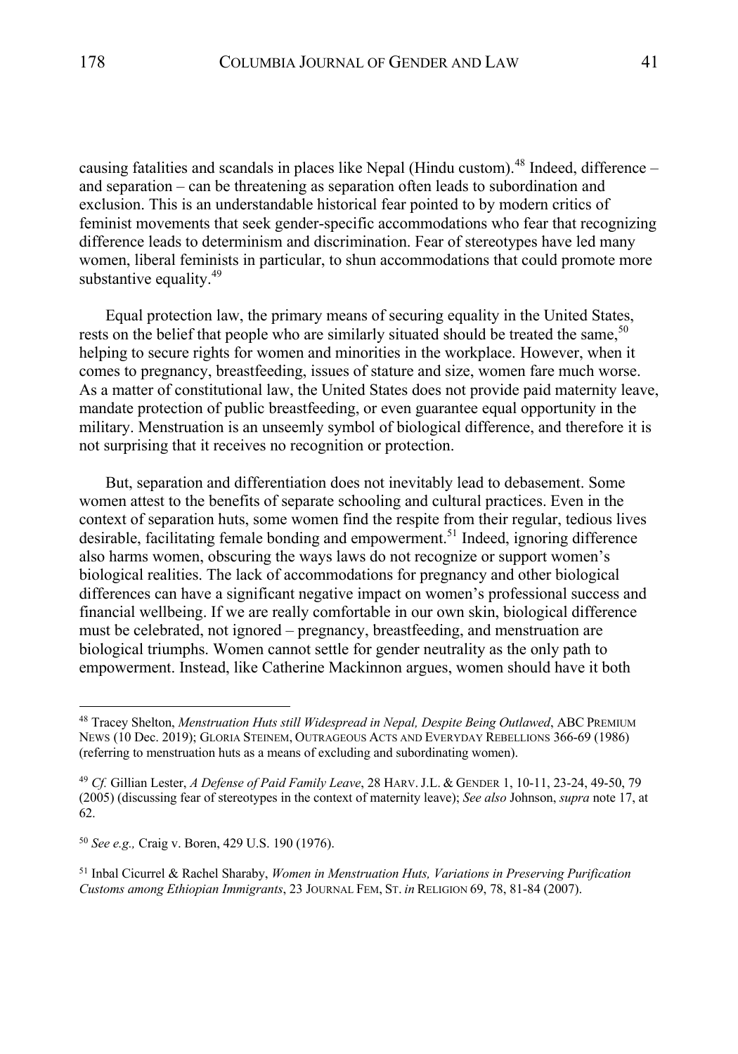causing fatalities and scandals in places like Nepal (Hindu custom).[48] Indeed, difference – and separation – can be threatening as separation often leads to subordination and exclusion. This is an understandable historical fear pointed to by modern critics of feminist movements that seek gender-specific accommodations who fear that recognizing difference leads to determinism and discrimination. Fear of stereotypes have led many women, liberal feminists in particular, to shun accommodations that could promote more substantive equality.[49]

Equal protection law, the primary means of securing equality in the United States, rests on the belief that people who are similarly situated should be treated the same,[50] helping to secure rights for women and minorities in the workplace. However, when it comes to pregnancy, breastfeeding, issues of stature and size, women fare much worse. As a matter of constitutional law, the United States does not provide paid maternity leave, mandate protection of public breastfeeding, or even guarantee equal opportunity in the military. Menstruation is an unseemly symbol of biological difference, and therefore it is not surprising that it receives no recognition or protection.

But, separation and differentiation does not inevitably lead to debasement. Some women attest to the benefits of separate schooling and cultural practices. Even in the context of separation huts, some women find the respite from their regular, tedious lives desirable, facilitating female bonding and empowerment.[51] Indeed, ignoring difference also harms women, obscuring the ways laws do not recognize or support women's biological realities. The lack of accommodations for pregnancy and other biological differences can have a significant negative impact on women's professional success and financial wellbeing. If we are really comfortable in our own skin, biological difference must be celebrated, not ignored – pregnancy, breastfeeding, and menstruation are biological triumphs. Women cannot settle for gender neutrality as the only path to empowerment. Instead, like Catherine Mackinnon argues, women should have it both

---

[48] Tracey Shelton, *Menstruation Huts still Widespread in Nepal, Despite Being Outlawed*, ABC PREMIUM NEWS (10 Dec. 2019); GLORIA STEINEM, OUTRAGEOUS ACTS AND EVERYDAY REBELLIONS 366-69 (1986) (referring to menstruation huts as a means of excluding and subordinating women).

[49] *Cf.* Gillian Lester, *A Defense of Paid Family Leave*, 28 HARV. J.L. & GENDER 1, 10-11, 23-24, 49-50, 79 (2005) (discussing fear of stereotypes in the context of maternity leave); *See also* Johnson, *supra* note 17, at 62.

[50] *See e.g.,* Craig v. Boren, 429 U.S. 190 (1976).

[51] Inbal Cicurrel & Rachel Sharaby, *Women in Menstruation Huts, Variations in Preserving Purification Customs among Ethiopian Immigrants*, 23 JOURNAL FEM, ST. *in* RELIGION 69, 78, 81-84 (2007).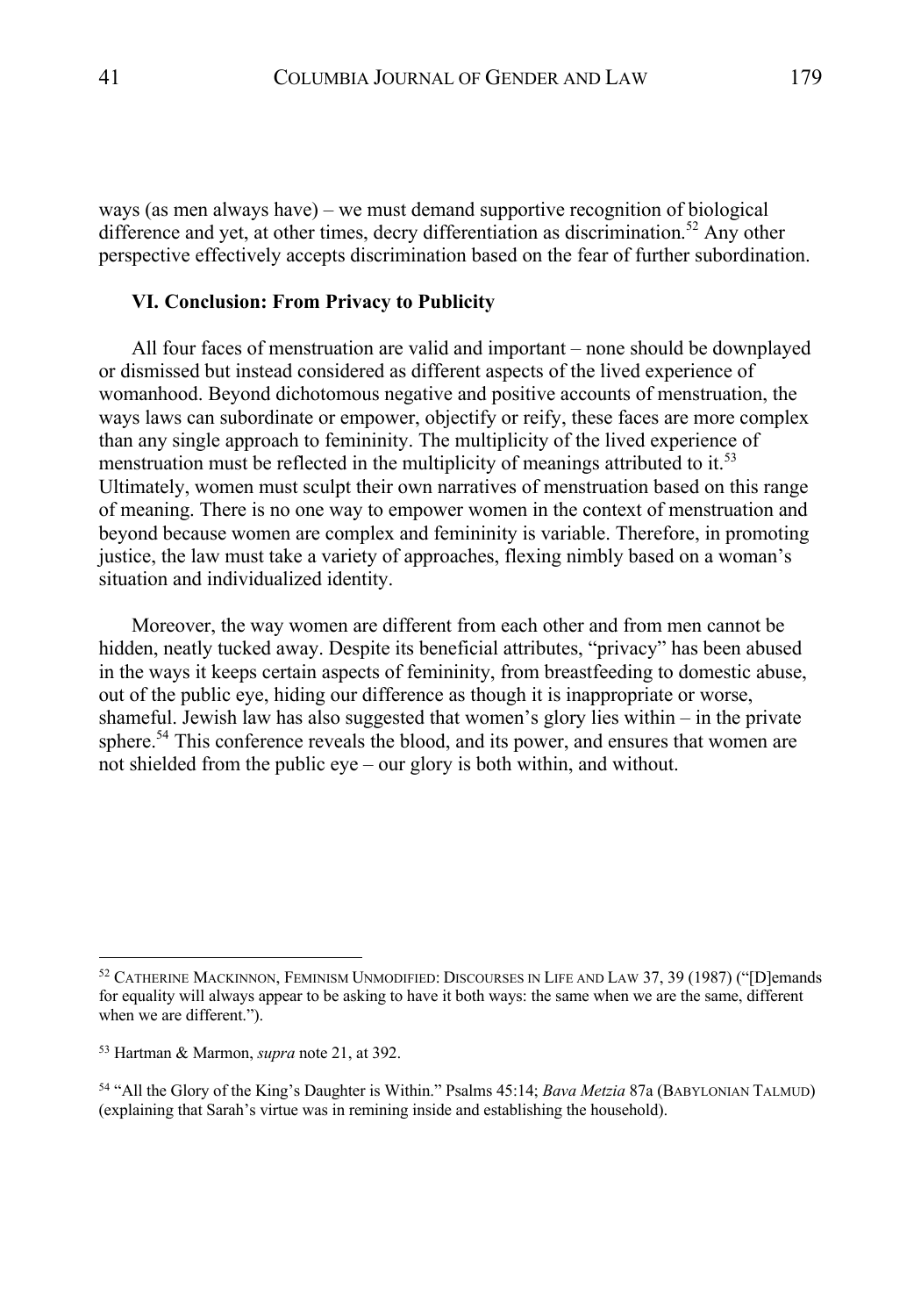ways (as men always have) – we must demand supportive recognition of biological difference and yet, at other times, decry differentiation as discrimination.[52] Any other perspective effectively accepts discrimination based on the fear of further subordination.

### VI. Conclusion: From Privacy to Publicity

All four faces of menstruation are valid and important – none should be downplayed or dismissed but instead considered as different aspects of the lived experience of womanhood. Beyond dichotomous negative and positive accounts of menstruation, the ways laws can subordinate or empower, objectify or reify, these faces are more complex than any single approach to femininity. The multiplicity of the lived experience of menstruation must be reflected in the multiplicity of meanings attributed to it.[53] Ultimately, women must sculpt their own narratives of menstruation based on this range of meaning. There is no one way to empower women in the context of menstruation and beyond because women are complex and femininity is variable. Therefore, in promoting justice, the law must take a variety of approaches, flexing nimbly based on a woman's situation and individualized identity.

Moreover, the way women are different from each other and from men cannot be hidden, neatly tucked away. Despite its beneficial attributes, "privacy" has been abused in the ways it keeps certain aspects of femininity, from breastfeeding to domestic abuse, out of the public eye, hiding our difference as though it is inappropriate or worse, shameful. Jewish law has also suggested that women's glory lies within – in the private sphere.[54] This conference reveals the blood, and its power, and ensures that women are not shielded from the public eye – our glory is both within, and without.

---

[52] CATHERINE MACKINNON, FEMINISM UNMODIFIED: DISCOURSES IN LIFE AND LAW 37, 39 (1987) ("[D]emands for equality will always appear to be asking to have it both ways: the same when we are the same, different when we are different.").

[53] Hartman & Marmon, *supra* note 21, at 392.

[54] "All the Glory of the King's Daughter is Within." Psalms 45:14; *Bava Metzia* 87a (BABYLONIAN TALMUD) (explaining that Sarah's virtue was in remining inside and establishing the household).